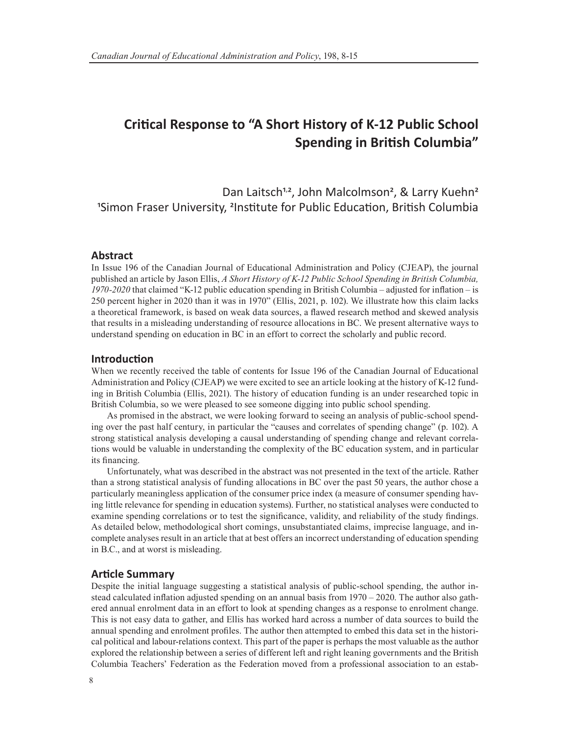# Critical Response to "A Short History of K-12 Public School Spending in British Columbia"

Dan Laitsch[1,2], John Malcolmson[2], & Larry Kuehn[2]
[1]Simon Fraser University, [2]Institute for Public Education, British Columbia

## Abstract

In Issue 196 of the Canadian Journal of Educational Administration and Policy (CJEAP), the journal published an article by Jason Ellis, *A Short History of K-12 Public School Spending in British Columbia, 1970-2020* that claimed "K-12 public education spending in British Columbia – adjusted for inflation – is 250 percent higher in 2020 than it was in 1970" (Ellis, 2021, p. 102). We illustrate how this claim lacks a theoretical framework, is based on weak data sources, a flawed research method and skewed analysis that results in a misleading understanding of resource allocations in BC. We present alternative ways to understand spending on education in BC in an effort to correct the scholarly and public record.

## Introduction

When we recently received the table of contents for Issue 196 of the Canadian Journal of Educational Administration and Policy (CJEAP) we were excited to see an article looking at the history of K-12 funding in British Columbia (Ellis, 2021). The history of education funding is an under researched topic in British Columbia, so we were pleased to see someone digging into public school spending.

As promised in the abstract, we were looking forward to seeing an analysis of public-school spending over the past half century, in particular the "causes and correlates of spending change" (p. 102). A strong statistical analysis developing a causal understanding of spending change and relevant correlations would be valuable in understanding the complexity of the BC education system, and in particular its financing.

Unfortunately, what was described in the abstract was not presented in the text of the article. Rather than a strong statistical analysis of funding allocations in BC over the past 50 years, the author chose a particularly meaningless application of the consumer price index (a measure of consumer spending having little relevance for spending in education systems). Further, no statistical analyses were conducted to examine spending correlations or to test the significance, validity, and reliability of the study findings. As detailed below, methodological short comings, unsubstantiated claims, imprecise language, and incomplete analyses result in an article that at best offers an incorrect understanding of education spending in B.C., and at worst is misleading.

## Article Summary

Despite the initial language suggesting a statistical analysis of public-school spending, the author instead calculated inflation adjusted spending on an annual basis from 1970 – 2020. The author also gathered annual enrolment data in an effort to look at spending changes as a response to enrolment change. This is not easy data to gather, and Ellis has worked hard across a number of data sources to build the annual spending and enrolment profiles. The author then attempted to embed this data set in the historical political and labour-relations context. This part of the paper is perhaps the most valuable as the author explored the relationship between a series of different left and right leaning governments and the British Columbia Teachers' Federation as the Federation moved from a professional association to an estab-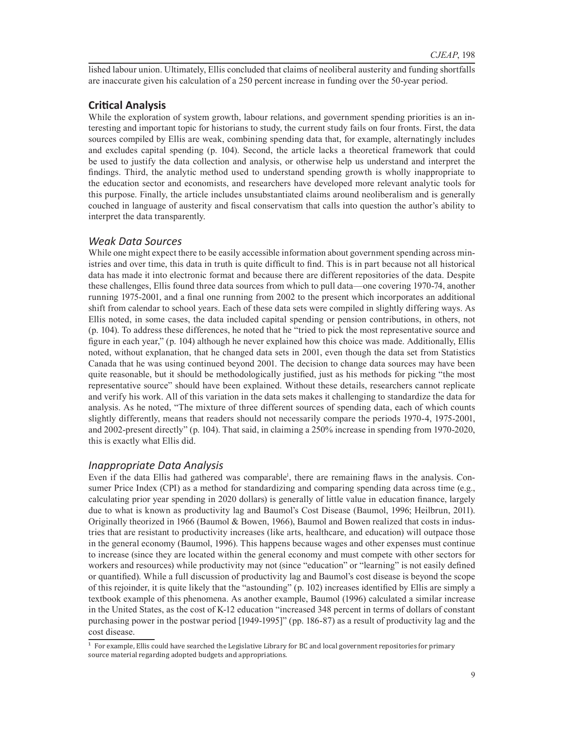lished labour union. Ultimately, Ellis concluded that claims of neoliberal austerity and funding shortfalls are inaccurate given his calculation of a 250 percent increase in funding over the 50-year period.

## Critical Analysis

While the exploration of system growth, labour relations, and government spending priorities is an interesting and important topic for historians to study, the current study fails on four fronts. First, the data sources compiled by Ellis are weak, combining spending data that, for example, alternatingly includes and excludes capital spending (p. 104). Second, the article lacks a theoretical framework that could be used to justify the data collection and analysis, or otherwise help us understand and interpret the findings. Third, the analytic method used to understand spending growth is wholly inappropriate to the education sector and economists, and researchers have developed more relevant analytic tools for this purpose. Finally, the article includes unsubstantiated claims around neoliberalism and is generally couched in language of austerity and fiscal conservatism that calls into question the author's ability to interpret the data transparently.

### *Weak Data Sources*

While one might expect there to be easily accessible information about government spending across ministries and over time, this data in truth is quite difficult to find. This is in part because not all historical data has made it into electronic format and because there are different repositories of the data. Despite these challenges, Ellis found three data sources from which to pull data—one covering 1970-74, another running 1975-2001, and a final one running from 2002 to the present which incorporates an additional shift from calendar to school years. Each of these data sets were compiled in slightly differing ways. As Ellis noted, in some cases, the data included capital spending or pension contributions, in others, not (p. 104). To address these differences, he noted that he "tried to pick the most representative source and figure in each year," (p. 104) although he never explained how this choice was made. Additionally, Ellis noted, without explanation, that he changed data sets in 2001, even though the data set from Statistics Canada that he was using continued beyond 2001. The decision to change data sources may have been quite reasonable, but it should be methodologically justified, just as his methods for picking "the most representative source" should have been explained. Without these details, researchers cannot replicate and verify his work. All of this variation in the data sets makes it challenging to standardize the data for analysis. As he noted, "The mixture of three different sources of spending data, each of which counts slightly differently, means that readers should not necessarily compare the periods 1970-4, 1975-2001, and 2002-present directly" (p. 104). That said, in claiming a 250% increase in spending from 1970-2020, this is exactly what Ellis did.

### *Inappropriate Data Analysis*

Even if the data Ellis had gathered was comparable[1], there are remaining flaws in the analysis. Consumer Price Index (CPI) as a method for standardizing and comparing spending data across time (e.g., calculating prior year spending in 2020 dollars) is generally of little value in education finance, largely due to what is known as productivity lag and Baumol's Cost Disease (Baumol, 1996; Heilbrun, 2011). Originally theorized in 1966 (Baumol & Bowen, 1966), Baumol and Bowen realized that costs in industries that are resistant to productivity increases (like arts, healthcare, and education) will outpace those in the general economy (Baumol, 1996). This happens because wages and other expenses must continue to increase (since they are located within the general economy and must compete with other sectors for workers and resources) while productivity may not (since "education" or "learning" is not easily defined or quantified). While a full discussion of productivity lag and Baumol's cost disease is beyond the scope of this rejoinder, it is quite likely that the "astounding" (p. 102) increases identified by Ellis are simply a textbook example of this phenomena. As another example, Baumol (1996) calculated a similar increase in the United States, as the cost of K-12 education "increased 348 percent in terms of dollars of constant purchasing power in the postwar period [1949-1995]" (pp. 186-87) as a result of productivity lag and the cost disease.

[1] For example, Ellis could have searched the Legislative Library for BC and local government repositories for primary source material regarding adopted budgets and appropriations.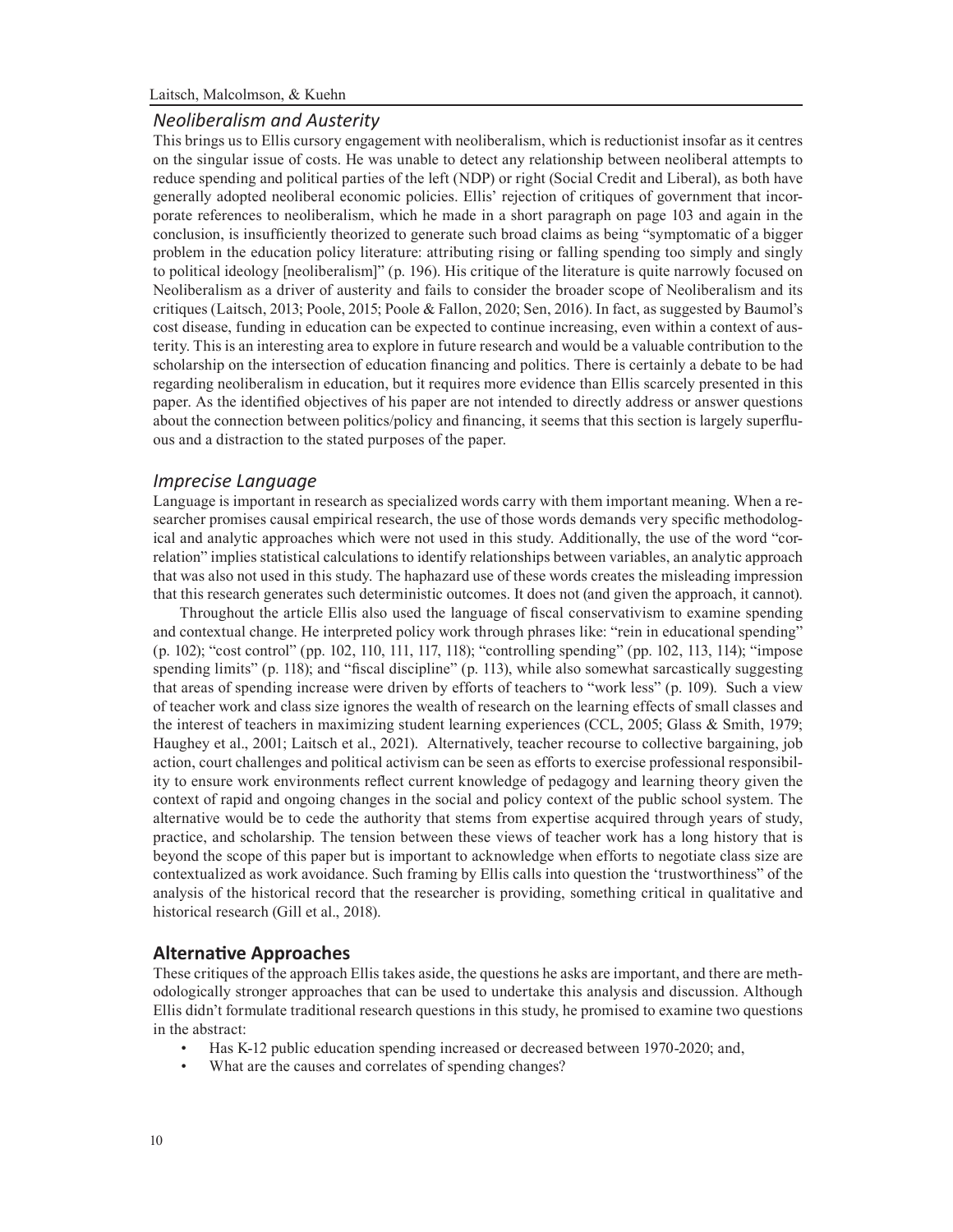### *Neoliberalism and Austerity*

This brings us to Ellis cursory engagement with neoliberalism, which is reductionist insofar as it centres on the singular issue of costs. He was unable to detect any relationship between neoliberal attempts to reduce spending and political parties of the left (NDP) or right (Social Credit and Liberal), as both have generally adopted neoliberal economic policies. Ellis' rejection of critiques of government that incorporate references to neoliberalism, which he made in a short paragraph on page 103 and again in the conclusion, is insufficiently theorized to generate such broad claims as being "symptomatic of a bigger problem in the education policy literature: attributing rising or falling spending too simply and singly to political ideology [neoliberalism]" (p. 196). His critique of the literature is quite narrowly focused on Neoliberalism as a driver of austerity and fails to consider the broader scope of Neoliberalism and its critiques (Laitsch, 2013; Poole, 2015; Poole & Fallon, 2020; Sen, 2016). In fact, as suggested by Baumol's cost disease, funding in education can be expected to continue increasing, even within a context of austerity. This is an interesting area to explore in future research and would be a valuable contribution to the scholarship on the intersection of education financing and politics. There is certainly a debate to be had regarding neoliberalism in education, but it requires more evidence than Ellis scarcely presented in this paper. As the identified objectives of his paper are not intended to directly address or answer questions about the connection between politics/policy and financing, it seems that this section is largely superfluous and a distraction to the stated purposes of the paper.

### *Imprecise Language*

Language is important in research as specialized words carry with them important meaning. When a researcher promises causal empirical research, the use of those words demands very specific methodological and analytic approaches which were not used in this study. Additionally, the use of the word "correlation" implies statistical calculations to identify relationships between variables, an analytic approach that was also not used in this study. The haphazard use of these words creates the misleading impression that this research generates such deterministic outcomes. It does not (and given the approach, it cannot).

Throughout the article Ellis also used the language of fiscal conservativism to examine spending and contextual change. He interpreted policy work through phrases like: "rein in educational spending" (p. 102); "cost control" (pp. 102, 110, 111, 117, 118); "controlling spending" (pp. 102, 113, 114); "impose spending limits" (p. 118); and "fiscal discipline" (p. 113), while also somewhat sarcastically suggesting that areas of spending increase were driven by efforts of teachers to "work less" (p. 109). Such a view of teacher work and class size ignores the wealth of research on the learning effects of small classes and the interest of teachers in maximizing student learning experiences (CCL, 2005; Glass & Smith, 1979; Haughey et al., 2001; Laitsch et al., 2021). Alternatively, teacher recourse to collective bargaining, job action, court challenges and political activism can be seen as efforts to exercise professional responsibility to ensure work environments reflect current knowledge of pedagogy and learning theory given the context of rapid and ongoing changes in the social and policy context of the public school system. The alternative would be to cede the authority that stems from expertise acquired through years of study, practice, and scholarship. The tension between these views of teacher work has a long history that is beyond the scope of this paper but is important to acknowledge when efforts to negotiate class size are contextualized as work avoidance. Such framing by Ellis calls into question the 'trustworthiness" of the analysis of the historical record that the researcher is providing, something critical in qualitative and historical research (Gill et al., 2018).

## Alternative Approaches

These critiques of the approach Ellis takes aside, the questions he asks are important, and there are methodologically stronger approaches that can be used to undertake this analysis and discussion. Although Ellis didn't formulate traditional research questions in this study, he promised to examine two questions in the abstract:

- Has K-12 public education spending increased or decreased between 1970-2020; and,
- What are the causes and correlates of spending changes?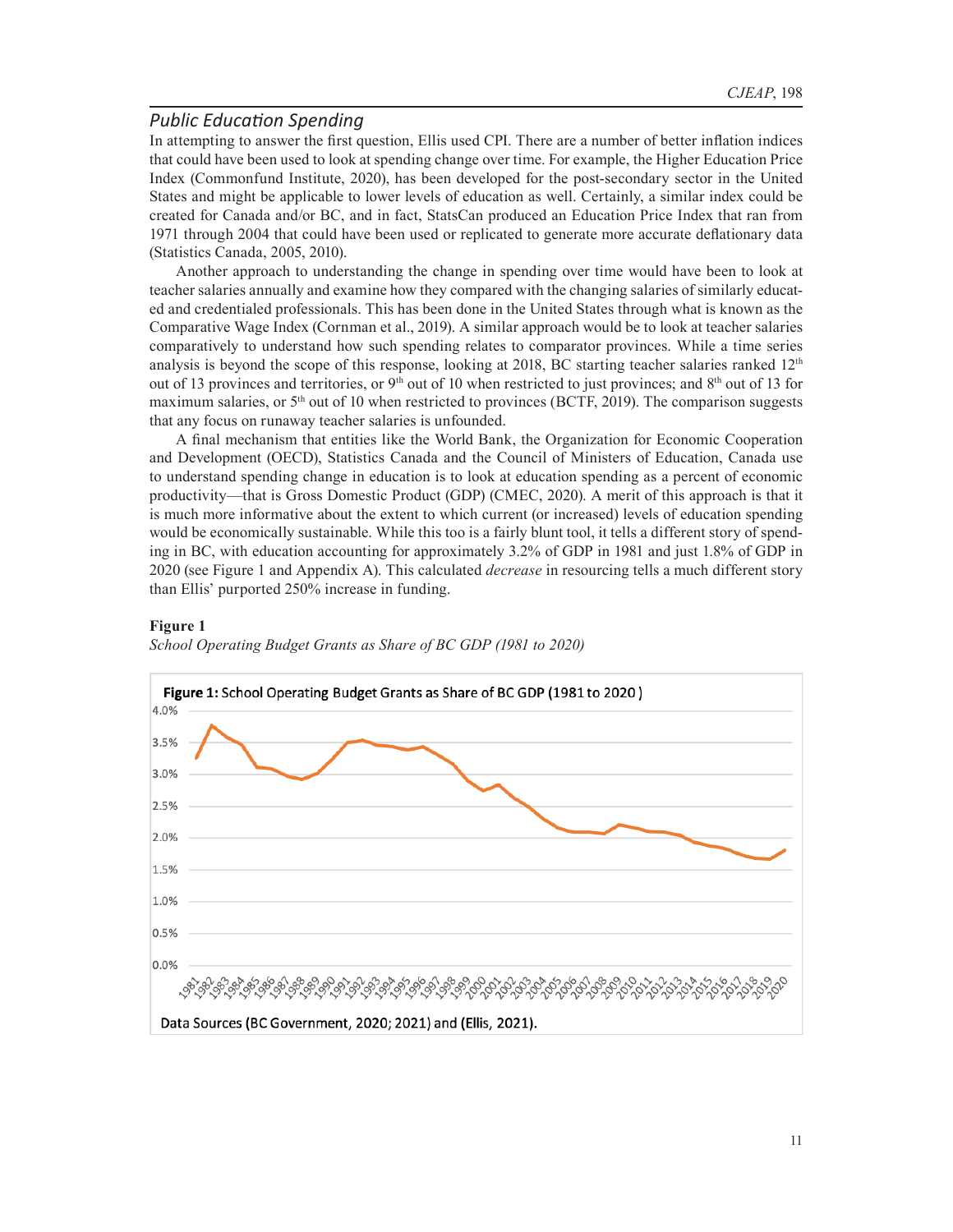## Public Education Spending

In attempting to answer the first question, Ellis used CPI. There are a number of better inflation indices that could have been used to look at spending change over time. For example, the Higher Education Price Index (Commonfund Institute, 2020), has been developed for the post-secondary sector in the United States and might be applicable to lower levels of education as well. Certainly, a similar index could be created for Canada and/or BC, and in fact, StatsCan produced an Education Price Index that ran from 1971 through 2004 that could have been used or replicated to generate more accurate deflationary data (Statistics Canada, 2005, 2010).

Another approach to understanding the change in spending over time would have been to look at teacher salaries annually and examine how they compared with the changing salaries of similarly educated and credentialed professionals. This has been done in the United States through what is known as the Comparative Wage Index (Cornman et al., 2019). A similar approach would be to look at teacher salaries comparatively to understand how such spending relates to comparator provinces. While a time series analysis is beyond the scope of this response, looking at 2018, BC starting teacher salaries ranked 12th out of 13 provinces and territories, or 9th out of 10 when restricted to just provinces; and 8th out of 13 for maximum salaries, or 5th out of 10 when restricted to provinces (BCTF, 2019). The comparison suggests that any focus on runaway teacher salaries is unfounded.

A final mechanism that entities like the World Bank, the Organization for Economic Cooperation and Development (OECD), Statistics Canada and the Council of Ministers of Education, Canada use to understand spending change in education is to look at education spending as a percent of economic productivity—that is Gross Domestic Product (GDP) (CMEC, 2020). A merit of this approach is that it is much more informative about the extent to which current (or increased) levels of education spending would be economically sustainable. While this too is a fairly blunt tool, it tells a different story of spending in BC, with education accounting for approximately 3.2% of GDP in 1981 and just 1.8% of GDP in 2020 (see Figure 1 and Appendix A). This calculated *decrease* in resourcing tells a much different story than Ellis' purported 250% increase in funding.

**Figure 1**

*School Operating Budget Grants as Share of BC GDP (1981 to 2020)*

**Figure 1:** School Operating Budget Grants as Share of BC GDP (1981 to 2020)

Data Sources (BC Government, 2020; 2021) and (Ellis, 2021).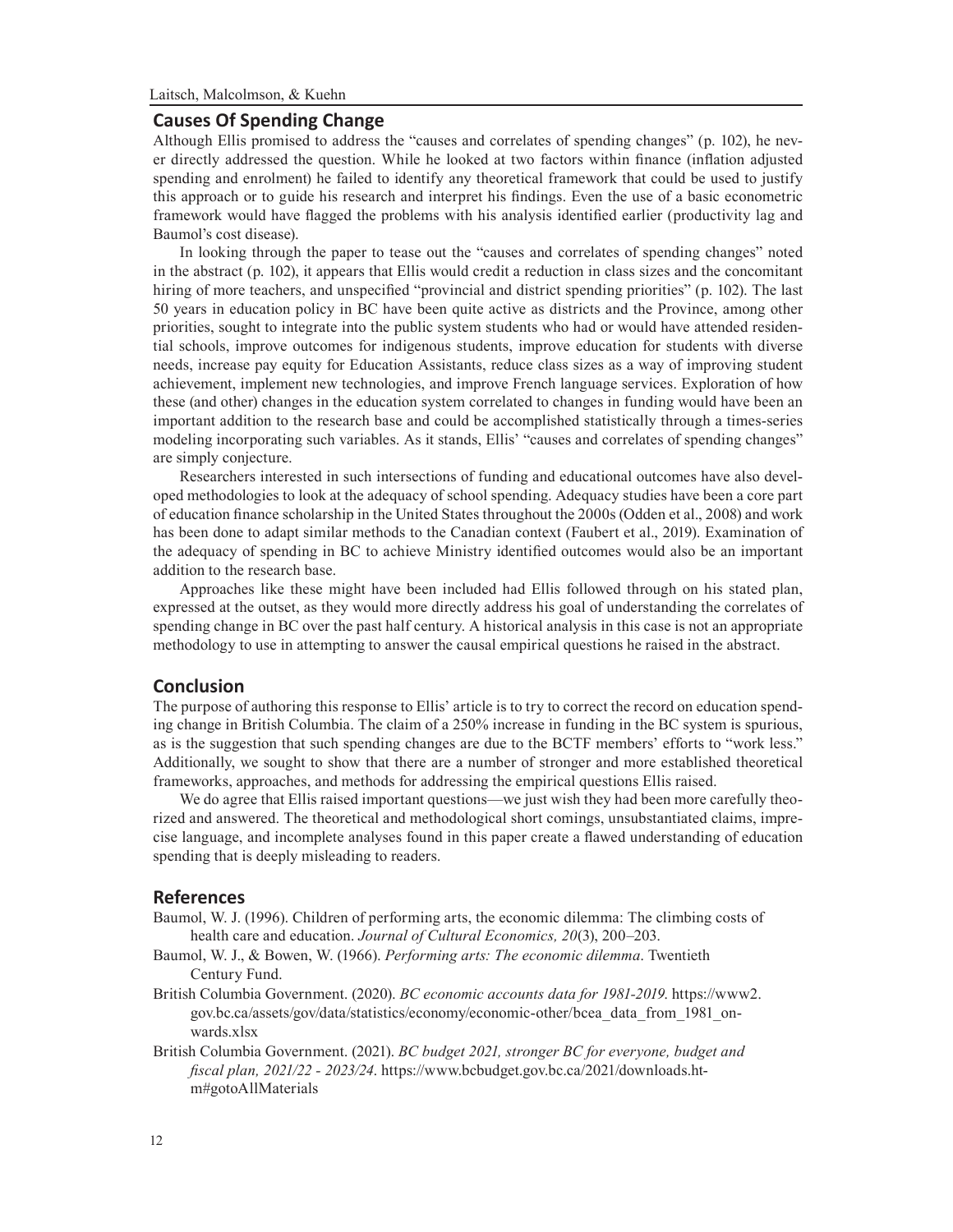## Causes Of Spending Change

Although Ellis promised to address the "causes and correlates of spending changes" (p. 102), he never directly addressed the question. While he looked at two factors within finance (inflation adjusted spending and enrolment) he failed to identify any theoretical framework that could be used to justify this approach or to guide his research and interpret his findings. Even the use of a basic econometric framework would have flagged the problems with his analysis identified earlier (productivity lag and Baumol's cost disease).

In looking through the paper to tease out the "causes and correlates of spending changes" noted in the abstract (p. 102), it appears that Ellis would credit a reduction in class sizes and the concomitant hiring of more teachers, and unspecified "provincial and district spending priorities" (p. 102). The last 50 years in education policy in BC have been quite active as districts and the Province, among other priorities, sought to integrate into the public system students who had or would have attended residential schools, improve outcomes for indigenous students, improve education for students with diverse needs, increase pay equity for Education Assistants, reduce class sizes as a way of improving student achievement, implement new technologies, and improve French language services. Exploration of how these (and other) changes in the education system correlated to changes in funding would have been an important addition to the research base and could be accomplished statistically through a times-series modeling incorporating such variables. As it stands, Ellis' "causes and correlates of spending changes" are simply conjecture.

Researchers interested in such intersections of funding and educational outcomes have also developed methodologies to look at the adequacy of school spending. Adequacy studies have been a core part of education finance scholarship in the United States throughout the 2000s (Odden et al., 2008) and work has been done to adapt similar methods to the Canadian context (Faubert et al., 2019). Examination of the adequacy of spending in BC to achieve Ministry identified outcomes would also be an important addition to the research base.

Approaches like these might have been included had Ellis followed through on his stated plan, expressed at the outset, as they would more directly address his goal of understanding the correlates of spending change in BC over the past half century. A historical analysis in this case is not an appropriate methodology to use in attempting to answer the causal empirical questions he raised in the abstract.

## Conclusion

The purpose of authoring this response to Ellis' article is to try to correct the record on education spending change in British Columbia. The claim of a 250% increase in funding in the BC system is spurious, as is the suggestion that such spending changes are due to the BCTF members' efforts to "work less." Additionally, we sought to show that there are a number of stronger and more established theoretical frameworks, approaches, and methods for addressing the empirical questions Ellis raised.

We do agree that Ellis raised important questions—we just wish they had been more carefully theorized and answered. The theoretical and methodological short comings, unsubstantiated claims, imprecise language, and incomplete analyses found in this paper create a flawed understanding of education spending that is deeply misleading to readers.

## References

Baumol, W. J. (1996). Children of performing arts, the economic dilemma: The climbing costs of health care and education. *Journal of Cultural Economics, 20*(3), 200–203.

Baumol, W. J., & Bowen, W. (1966). *Performing arts: The economic dilemma*. Twentieth Century Fund.

British Columbia Government. (2020). *BC economic accounts data for 1981-2019.* https://www2.gov.bc.ca/assets/gov/data/statistics/economy/economic-other/bcea_data_from_1981_onwards.xlsx

British Columbia Government. (2021). *BC budget 2021, stronger BC for everyone, budget and fiscal plan, 2021/22 - 2023/24*. https://www.bcbudget.gov.bc.ca/2021/downloads.htm#gotoAllMaterials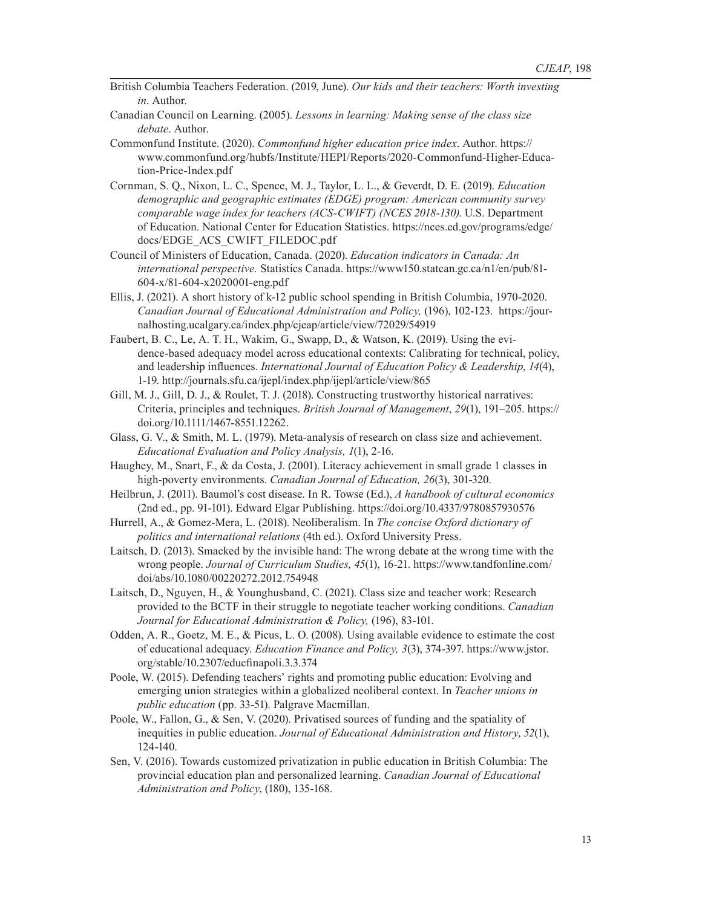British Columbia Teachers Federation. (2019, June). *Our kids and their teachers: Worth investing in*. Author.

Canadian Council on Learning. (2005). *Lessons in learning: Making sense of the class size debate*. Author.

Commonfund Institute. (2020). *Commonfund higher education price index*. Author. https://www.commonfund.org/hubfs/Institute/HEPI/Reports/2020-Commonfund-Higher-Education-Price-Index.pdf

Cornman, S. Q., Nixon, L. C., Spence, M. J., Taylor, L. L., & Geverdt, D. E. (2019). *Education demographic and geographic estimates (EDGE) program: American community survey comparable wage index for teachers (ACS-CWIFT) (NCES 2018-130)*. U.S. Department of Education. National Center for Education Statistics. https://nces.ed.gov/programs/edge/docs/EDGE_ACS_CWIFT_FILEDOC.pdf

Council of Ministers of Education, Canada. (2020). *Education indicators in Canada: An international perspective.* Statistics Canada. https://www150.statcan.gc.ca/n1/en/pub/81-604-x/81-604-x2020001-eng.pdf

Ellis, J. (2021). A short history of k-12 public school spending in British Columbia, 1970-2020. *Canadian Journal of Educational Administration and Policy,* (196), 102-123. https://journalhosting.ucalgary.ca/index.php/cjeap/article/view/72029/54919

Faubert, B. C., Le, A. T. H., Wakim, G., Swapp, D., & Watson, K. (2019). Using the evidence-based adequacy model across educational contexts: Calibrating for technical, policy, and leadership influences. *International Journal of Education Policy & Leadership*, *14*(4), 1-19. http://journals.sfu.ca/ijepl/index.php/ijepl/article/view/865

Gill, M. J., Gill, D. J., & Roulet, T. J. (2018). Constructing trustworthy historical narratives: Criteria, principles and techniques. *British Journal of Management*, *29*(1), 191–205. https://doi.org/10.1111/1467-8551.12262.

Glass, G. V., & Smith, M. L. (1979). Meta-analysis of research on class size and achievement. *Educational Evaluation and Policy Analysis, 1*(1), 2-16.

Haughey, M., Snart, F., & da Costa, J. (2001). Literacy achievement in small grade 1 classes in high-poverty environments. *Canadian Journal of Education, 26*(3), 301-320.

Heilbrun, J. (2011). Baumol's cost disease. In R. Towse (Ed.), *A handbook of cultural economics* (2nd ed., pp. 91-101). Edward Elgar Publishing. https://doi.org/10.4337/9780857930576

Hurrell, A., & Gomez-Mera, L. (2018). Neoliberalism. In *The concise Oxford dictionary of politics and international relations* (4th ed.). Oxford University Press.

Laitsch, D. (2013). Smacked by the invisible hand: The wrong debate at the wrong time with the wrong people. *Journal of Curriculum Studies, 45*(1), 16-21. https://www.tandfonline.com/doi/abs/10.1080/00220272.2012.754948

Laitsch, D., Nguyen, H., & Younghusband, C. (2021). Class size and teacher work: Research provided to the BCTF in their struggle to negotiate teacher working conditions. *Canadian Journal for Educational Administration & Policy,* (196), 83-101.

Odden, A. R., Goetz, M. E., & Picus, L. O. (2008). Using available evidence to estimate the cost of educational adequacy. *Education Finance and Policy, 3*(3), 374-397. https://www.jstor.org/stable/10.2307/educfinapoli.3.3.374

Poole, W. (2015). Defending teachers' rights and promoting public education: Evolving and emerging union strategies within a globalized neoliberal context. In *Teacher unions in public education* (pp. 33-51). Palgrave Macmillan.

Poole, W., Fallon, G., & Sen, V. (2020). Privatised sources of funding and the spatiality of inequities in public education. *Journal of Educational Administration and History*, *52*(1), 124-140.

Sen, V. (2016). Towards customized privatization in public education in British Columbia: The provincial education plan and personalized learning. *Canadian Journal of Educational Administration and Policy*, (180), 135-168.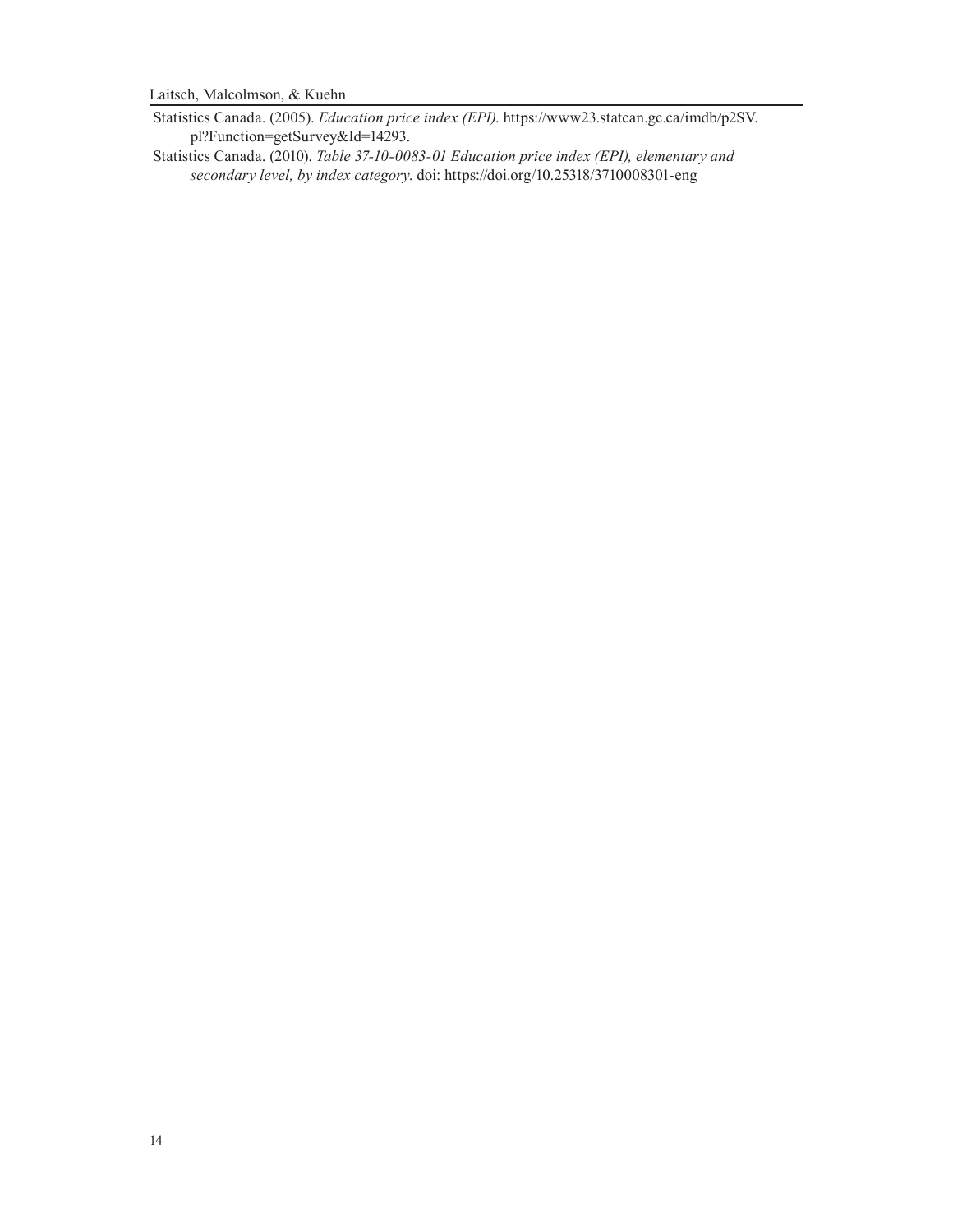Statistics Canada. (2005). *Education price index (EPI)*. https://www23.statcan.gc.ca/imdb/p2SV.pl?Function=getSurvey&Id=14293.

Statistics Canada. (2010). *Table 37-10-0083-01 Education price index (EPI), elementary and secondary level, by index category*. doi: https://doi.org/10.25318/3710008301-eng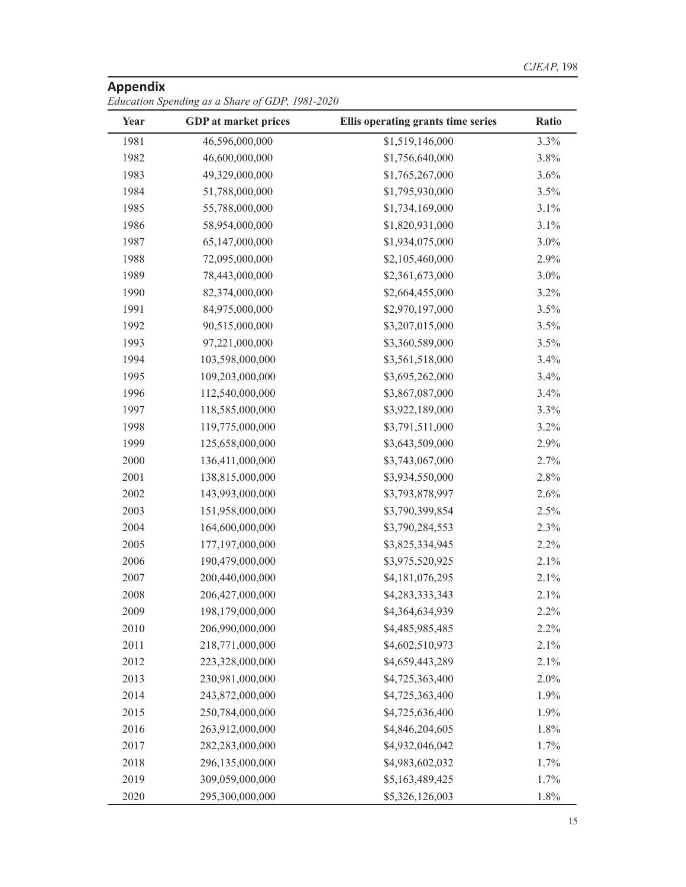## Appendix

*Education Spending as a Share of GDP, 1981-2020*

| Year | GDP at market prices | Ellis operating grants time series | Ratio |
|---|---|---|---|
| 1981 | 46,596,000,000 | $1,519,146,000 | 3.3% |
| 1982 | 46,600,000,000 | $1,756,640,000 | 3.8% |
| 1983 | 49,329,000,000 | $1,765,267,000 | 3.6% |
| 1984 | 51,788,000,000 | $1,795,930,000 | 3.5% |
| 1985 | 55,788,000,000 | $1,734,169,000 | 3.1% |
| 1986 | 58,954,000,000 | $1,820,931,000 | 3.1% |
| 1987 | 65,147,000,000 | $1,934,075,000 | 3.0% |
| 1988 | 72,095,000,000 | $2,105,460,000 | 2.9% |
| 1989 | 78,443,000,000 | $2,361,673,000 | 3.0% |
| 1990 | 82,374,000,000 | $2,664,455,000 | 3.2% |
| 1991 | 84,975,000,000 | $2,970,197,000 | 3.5% |
| 1992 | 90,515,000,000 | $3,207,015,000 | 3.5% |
| 1993 | 97,221,000,000 | $3,360,589,000 | 3.5% |
| 1994 | 103,598,000,000 | $3,561,518,000 | 3.4% |
| 1995 | 109,203,000,000 | $3,695,262,000 | 3.4% |
| 1996 | 112,540,000,000 | $3,867,087,000 | 3.4% |
| 1997 | 118,585,000,000 | $3,922,189,000 | 3.3% |
| 1998 | 119,775,000,000 | $3,791,511,000 | 3.2% |
| 1999 | 125,658,000,000 | $3,643,509,000 | 2.9% |
| 2000 | 136,411,000,000 | $3,743,067,000 | 2.7% |
| 2001 | 138,815,000,000 | $3,934,550,000 | 2.8% |
| 2002 | 143,993,000,000 | $3,793,878,997 | 2.6% |
| 2003 | 151,958,000,000 | $3,790,399,854 | 2.5% |
| 2004 | 164,600,000,000 | $3,790,284,553 | 2.3% |
| 2005 | 177,197,000,000 | $3,825,334,945 | 2.2% |
| 2006 | 190,479,000,000 | $3,975,520,925 | 2.1% |
| 2007 | 200,440,000,000 | $4,181,076,295 | 2.1% |
| 2008 | 206,427,000,000 | $4,283,333,343 | 2.1% |
| 2009 | 198,179,000,000 | $4,364,634,939 | 2.2% |
| 2010 | 206,990,000,000 | $4,485,985,485 | 2.2% |
| 2011 | 218,771,000,000 | $4,602,510,973 | 2.1% |
| 2012 | 223,328,000,000 | $4,659,443,289 | 2.1% |
| 2013 | 230,981,000,000 | $4,725,363,400 | 2.0% |
| 2014 | 243,872,000,000 | $4,725,363,400 | 1.9% |
| 2015 | 250,784,000,000 | $4,725,636,400 | 1.9% |
| 2016 | 263,912,000,000 | $4,846,204,605 | 1.8% |
| 2017 | 282,283,000,000 | $4,932,046,042 | 1.7% |
| 2018 | 296,135,000,000 | $4,983,602,032 | 1.7% |
| 2019 | 309,059,000,000 | $5,163,489,425 | 1.7% |
| 2020 | 295,300,000,000 | $5,326,126,003 | 1.8% |